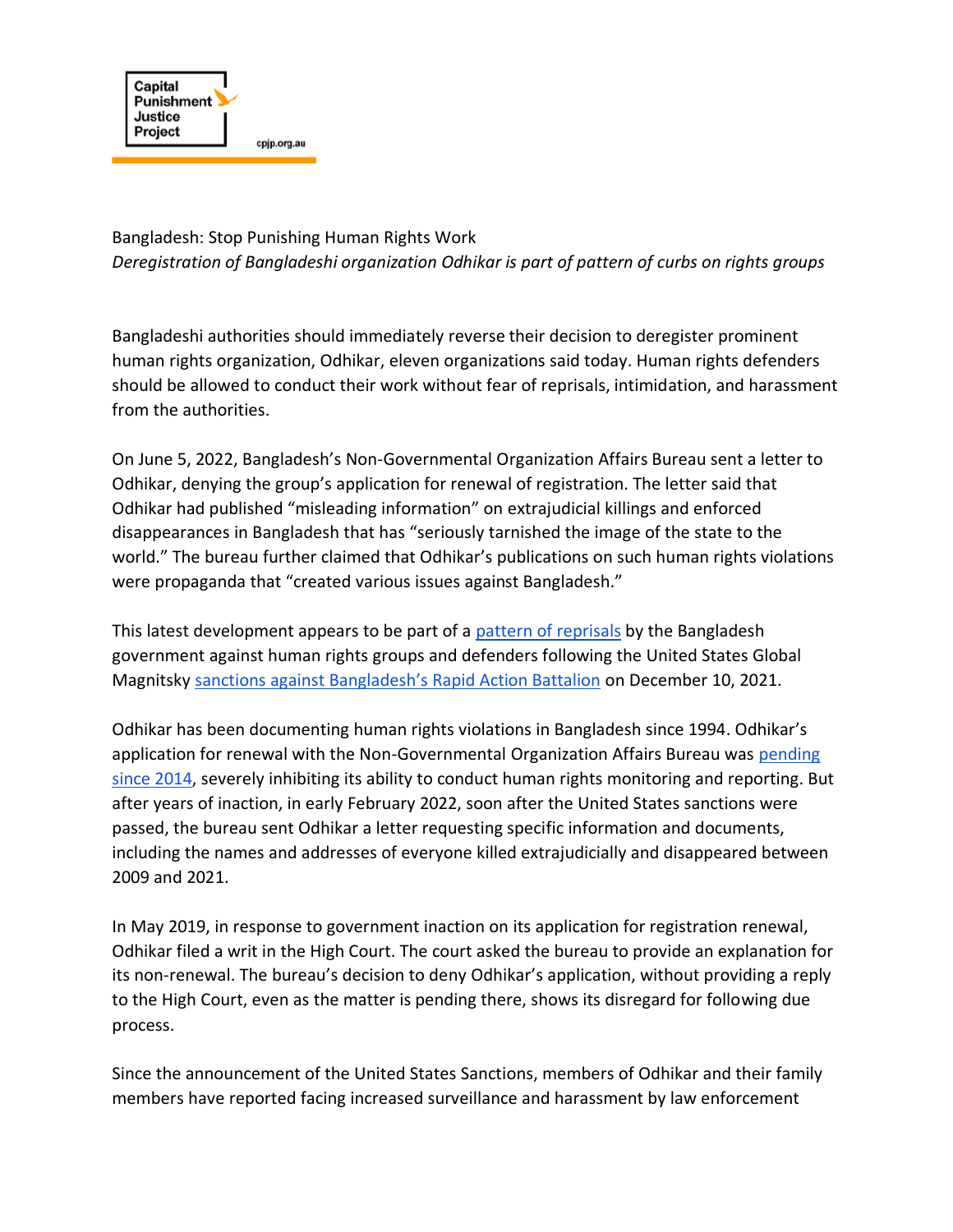Capital Punishment Justice Project

cpjp.org.au

# Bangladesh: Stop Punishing Human Rights Work

*Deregistration of Bangladeshi organization Odhikar is part of pattern of curbs on rights groups*

Bangladeshi authorities should immediately reverse their decision to deregister prominent human rights organization, Odhikar, eleven organizations said today. Human rights defenders should be allowed to conduct their work without fear of reprisals, intimidation, and harassment from the authorities.

On June 5, 2022, Bangladesh's Non-Governmental Organization Affairs Bureau sent a letter to Odhikar, denying the group's application for renewal of registration. The letter said that Odhikar had published "misleading information" on extrajudicial killings and enforced disappearances in Bangladesh that has "seriously tarnished the image of the state to the world." The bureau further claimed that Odhikar's publications on such human rights violations were propaganda that "created various issues against Bangladesh."

This latest development appears to be part of a pattern of reprisals by the Bangladesh government against human rights groups and defenders following the United States Global Magnitsky sanctions against Bangladesh's Rapid Action Battalion on December 10, 2021.

Odhikar has been documenting human rights violations in Bangladesh since 1994. Odhikar's application for renewal with the Non-Governmental Organization Affairs Bureau was pending since 2014, severely inhibiting its ability to conduct human rights monitoring and reporting. But after years of inaction, in early February 2022, soon after the United States sanctions were passed, the bureau sent Odhikar a letter requesting specific information and documents, including the names and addresses of everyone killed extrajudicially and disappeared between 2009 and 2021.

In May 2019, in response to government inaction on its application for registration renewal, Odhikar filed a writ in the High Court. The court asked the bureau to provide an explanation for its non-renewal. The bureau's decision to deny Odhikar's application, without providing a reply to the High Court, even as the matter is pending there, shows its disregard for following due process.

Since the announcement of the United States Sanctions, members of Odhikar and their family members have reported facing increased surveillance and harassment by law enforcement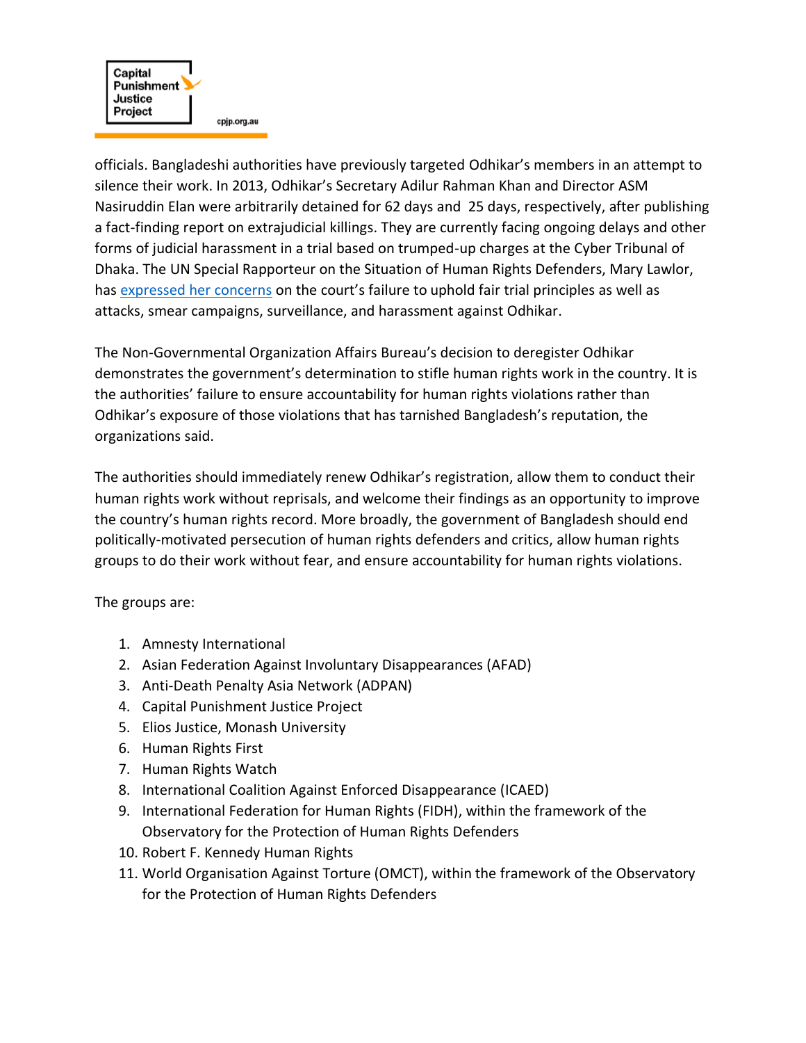officials. Bangladeshi authorities have previously targeted Odhikar's members in an attempt to silence their work. In 2013, Odhikar's Secretary Adilur Rahman Khan and Director ASM Nasiruddin Elan were arbitrarily detained for 62 days and 25 days, respectively, after publishing a fact-finding report on extrajudicial killings. They are currently facing ongoing delays and other forms of judicial harassment in a trial based on trumped-up charges at the Cyber Tribunal of Dhaka. The UN Special Rapporteur on the Situation of Human Rights Defenders, Mary Lawlor, has expressed her concerns on the court's failure to uphold fair trial principles as well as attacks, smear campaigns, surveillance, and harassment against Odhikar.

The Non-Governmental Organization Affairs Bureau's decision to deregister Odhikar demonstrates the government's determination to stifle human rights work in the country. It is the authorities' failure to ensure accountability for human rights violations rather than Odhikar's exposure of those violations that has tarnished Bangladesh's reputation, the organizations said.

The authorities should immediately renew Odhikar's registration, allow them to conduct their human rights work without reprisals, and welcome their findings as an opportunity to improve the country's human rights record. More broadly, the government of Bangladesh should end politically-motivated persecution of human rights defenders and critics, allow human rights groups to do their work without fear, and ensure accountability for human rights violations.

The groups are:

1. Amnesty International
2. Asian Federation Against Involuntary Disappearances (AFAD)
3. Anti-Death Penalty Asia Network (ADPAN)
4. Capital Punishment Justice Project
5. Elios Justice, Monash University
6. Human Rights First
7. Human Rights Watch
8. International Coalition Against Enforced Disappearance (ICAED)
9. International Federation for Human Rights (FIDH), within the framework of the Observatory for the Protection of Human Rights Defenders
10. Robert F. Kennedy Human Rights
11. World Organisation Against Torture (OMCT), within the framework of the Observatory for the Protection of Human Rights Defenders